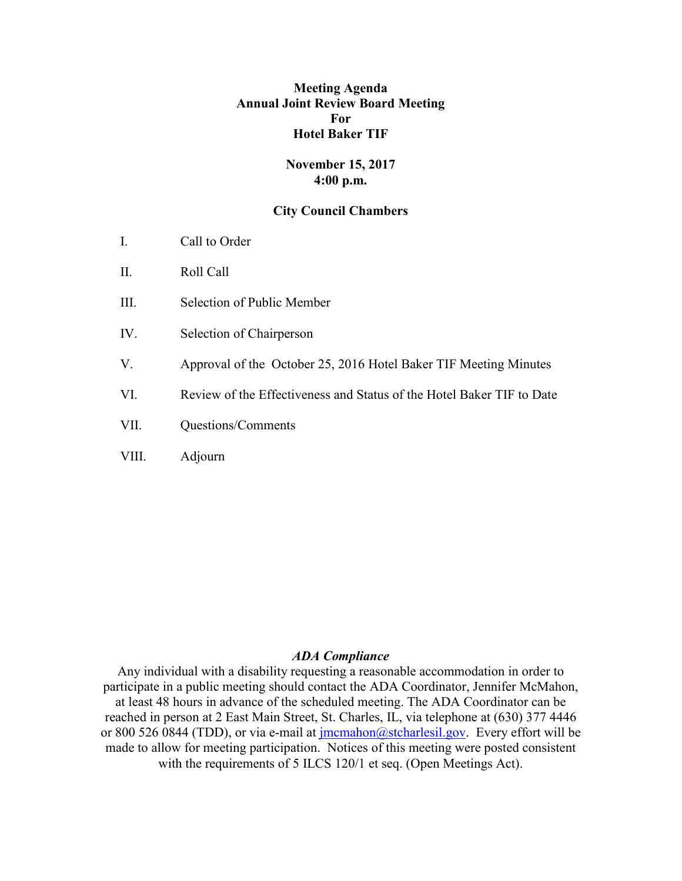# Meeting Agenda
# Annual Joint Review Board Meeting
# For
# Hotel Baker TIF

**November 15, 2017**
**4:00 p.m.**

**City Council Chambers**

I. Call to Order

II. Roll Call

III. Selection of Public Member

IV. Selection of Chairperson

V. Approval of the October 25, 2016 Hotel Baker TIF Meeting Minutes

VI. Review of the Effectiveness and Status of the Hotel Baker TIF to Date

VII. Questions/Comments

VIII. Adjourn

***ADA Compliance***

Any individual with a disability requesting a reasonable accommodation in order to participate in a public meeting should contact the ADA Coordinator, Jennifer McMahon, at least 48 hours in advance of the scheduled meeting. The ADA Coordinator can be reached in person at 2 East Main Street, St. Charles, IL, via telephone at (630) 377 4446 or 800 526 0844 (TDD), or via e-mail at jmcmahon@stcharlesil.gov. Every effort will be made to allow for meeting participation. Notices of this meeting were posted consistent with the requirements of 5 ILCS 120/1 et seq. (Open Meetings Act).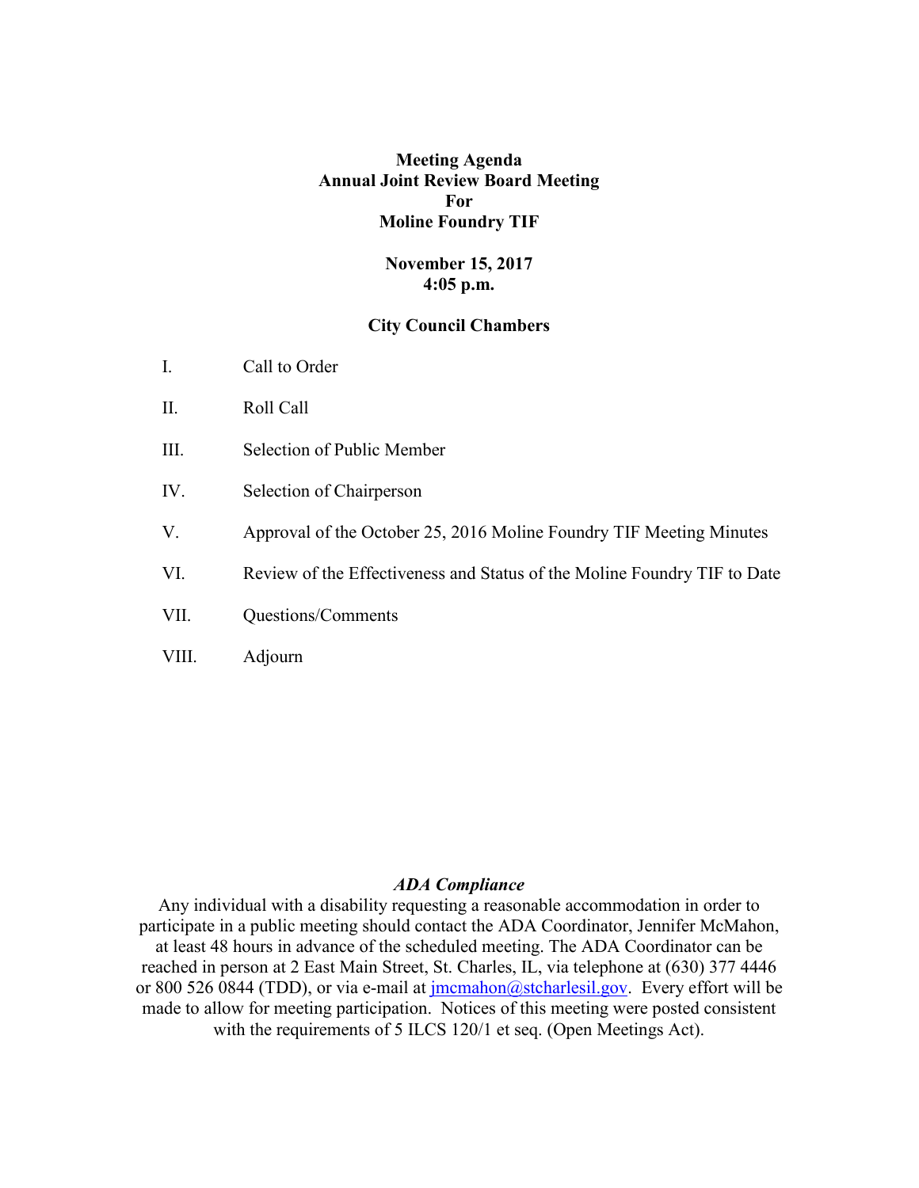**Meeting Agenda**
**Annual Joint Review Board Meeting**
**For**
**Moline Foundry TIF**

**November 15, 2017**
**4:05 p.m.**

**City Council Chambers**

I. Call to Order

II. Roll Call

III. Selection of Public Member

IV. Selection of Chairperson

V. Approval of the October 25, 2016 Moline Foundry TIF Meeting Minutes

VI. Review of the Effectiveness and Status of the Moline Foundry TIF to Date

VII. Questions/Comments

VIII. Adjourn

***ADA Compliance***

Any individual with a disability requesting a reasonable accommodation in order to participate in a public meeting should contact the ADA Coordinator, Jennifer McMahon, at least 48 hours in advance of the scheduled meeting. The ADA Coordinator can be reached in person at 2 East Main Street, St. Charles, IL, via telephone at (630) 377 4446 or 800 526 0844 (TDD), or via e-mail at jmcmahon@stcharlesil.gov. Every effort will be made to allow for meeting participation. Notices of this meeting were posted consistent with the requirements of 5 ILCS 120/1 et seq. (Open Meetings Act).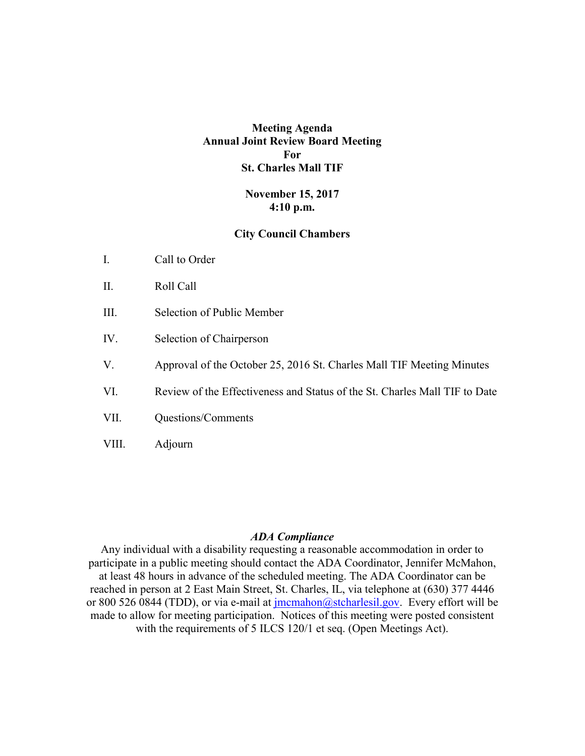**Meeting Agenda**
**Annual Joint Review Board Meeting**
**For**
**St. Charles Mall TIF**

**November 15, 2017**
**4:10 p.m.**

**City Council Chambers**

I. Call to Order

II. Roll Call

III. Selection of Public Member

IV. Selection of Chairperson

V. Approval of the October 25, 2016 St. Charles Mall TIF Meeting Minutes

VI. Review of the Effectiveness and Status of the St. Charles Mall TIF to Date

VII. Questions/Comments

VIII. Adjourn

***ADA Compliance***

Any individual with a disability requesting a reasonable accommodation in order to participate in a public meeting should contact the ADA Coordinator, Jennifer McMahon, at least 48 hours in advance of the scheduled meeting. The ADA Coordinator can be reached in person at 2 East Main Street, St. Charles, IL, via telephone at (630) 377 4446 or 800 526 0844 (TDD), or via e-mail at jmcmahon@stcharlesil.gov. Every effort will be made to allow for meeting participation. Notices of this meeting were posted consistent with the requirements of 5 ILCS 120/1 et seq. (Open Meetings Act).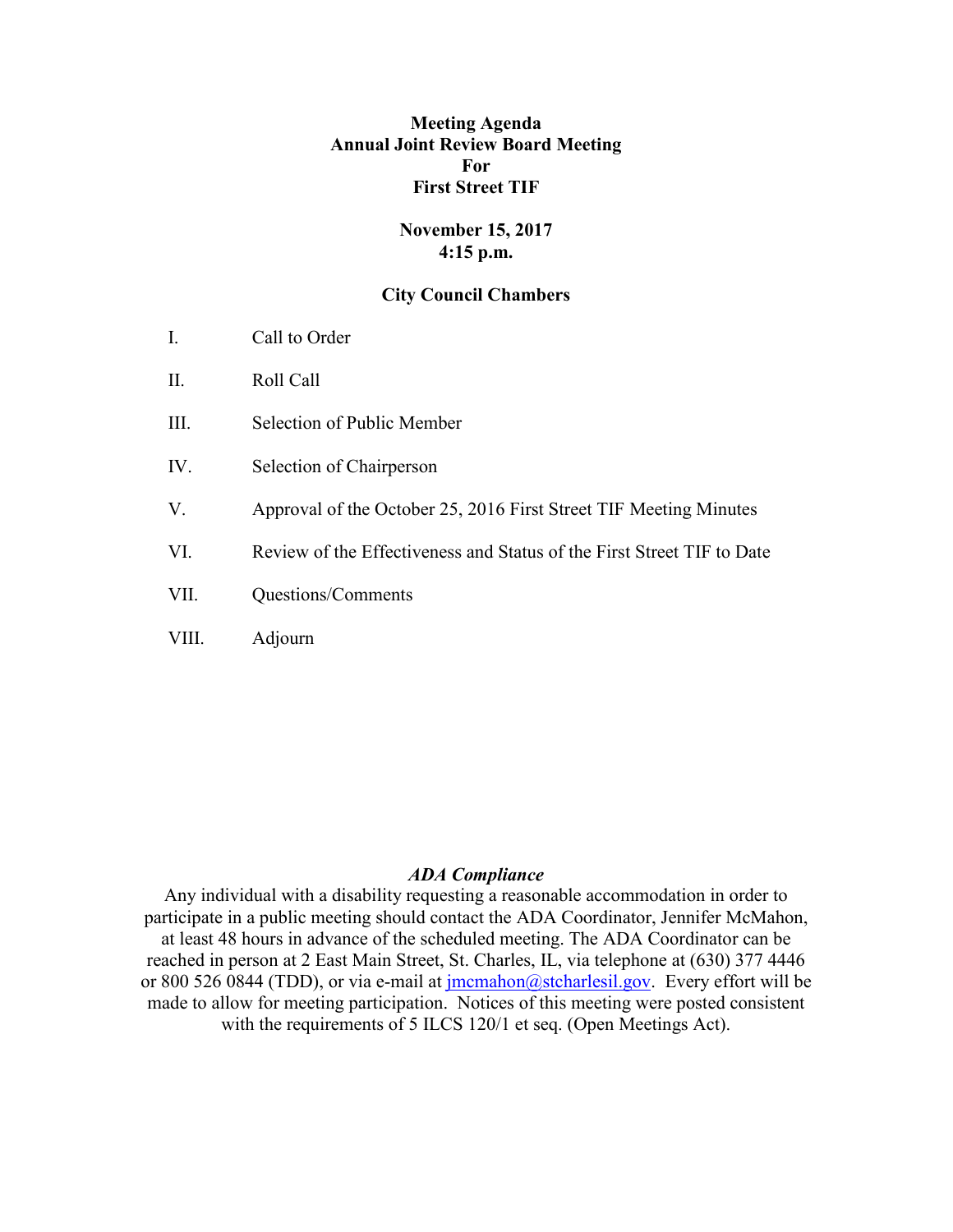**Meeting Agenda**
**Annual Joint Review Board Meeting**
**For**
**First Street TIF**

**November 15, 2017**
**4:15 p.m.**

**City Council Chambers**

I. Call to Order

II. Roll Call

III. Selection of Public Member

IV. Selection of Chairperson

V. Approval of the October 25, 2016 First Street TIF Meeting Minutes

VI. Review of the Effectiveness and Status of the First Street TIF to Date

VII. Questions/Comments

VIII. Adjourn

***ADA Compliance***

Any individual with a disability requesting a reasonable accommodation in order to participate in a public meeting should contact the ADA Coordinator, Jennifer McMahon, at least 48 hours in advance of the scheduled meeting. The ADA Coordinator can be reached in person at 2 East Main Street, St. Charles, IL, via telephone at (630) 377 4446 or 800 526 0844 (TDD), or via e-mail at jmcmahon@stcharlesil.gov. Every effort will be made to allow for meeting participation. Notices of this meeting were posted consistent with the requirements of 5 ILCS 120/1 et seq. (Open Meetings Act).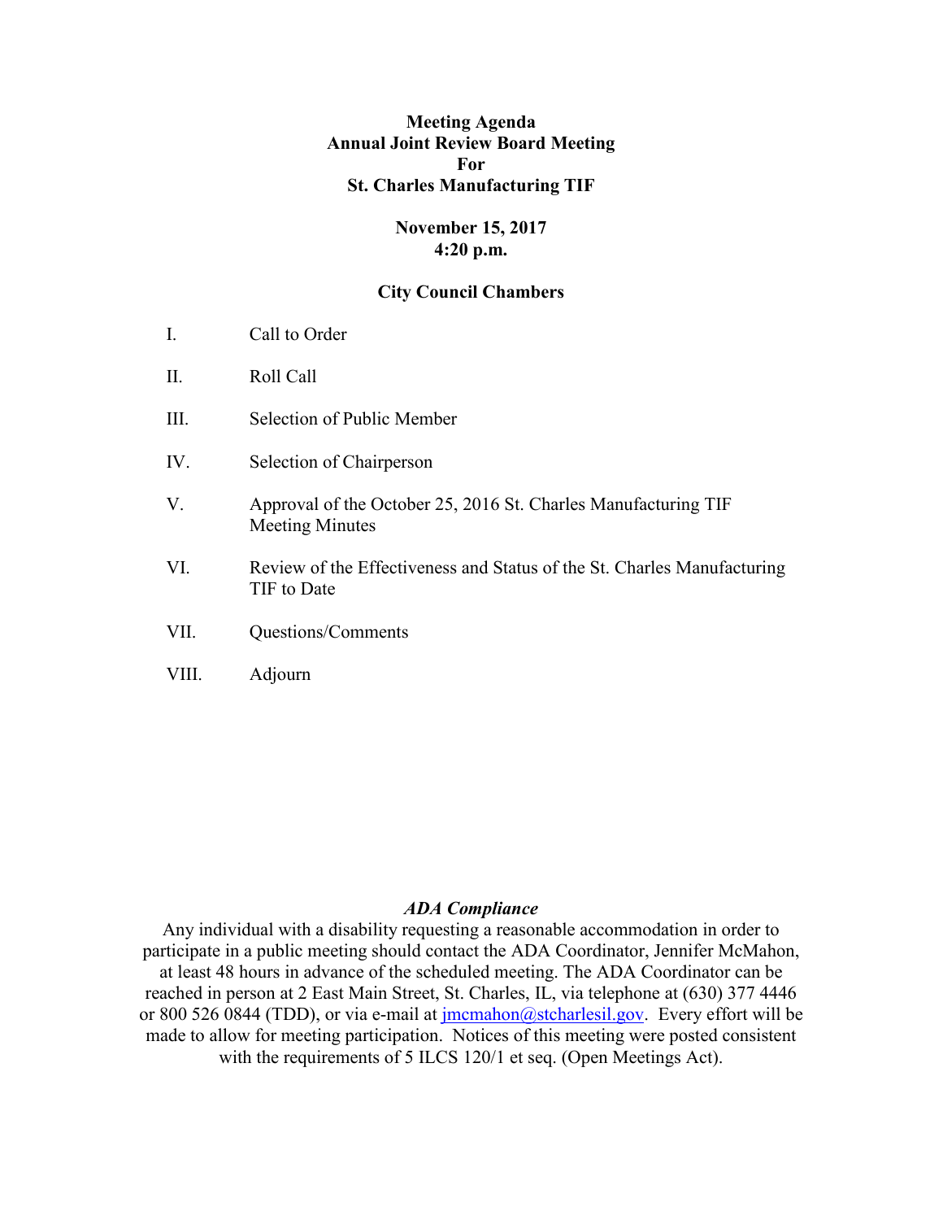**Meeting Agenda**
**Annual Joint Review Board Meeting**
**For**
**St. Charles Manufacturing TIF**

**November 15, 2017**
**4:20 p.m.**

**City Council Chambers**

I. Call to Order

II. Roll Call

III. Selection of Public Member

IV. Selection of Chairperson

V. Approval of the October 25, 2016 St. Charles Manufacturing TIF Meeting Minutes

VI. Review of the Effectiveness and Status of the St. Charles Manufacturing TIF to Date

VII. Questions/Comments

VIII. Adjourn

***ADA Compliance***

Any individual with a disability requesting a reasonable accommodation in order to participate in a public meeting should contact the ADA Coordinator, Jennifer McMahon, at least 48 hours in advance of the scheduled meeting. The ADA Coordinator can be reached in person at 2 East Main Street, St. Charles, IL, via telephone at (630) 377 4446 or 800 526 0844 (TDD), or via e-mail at jmcmahon@stcharlesil.gov. Every effort will be made to allow for meeting participation. Notices of this meeting were posted consistent with the requirements of 5 ILCS 120/1 et seq. (Open Meetings Act).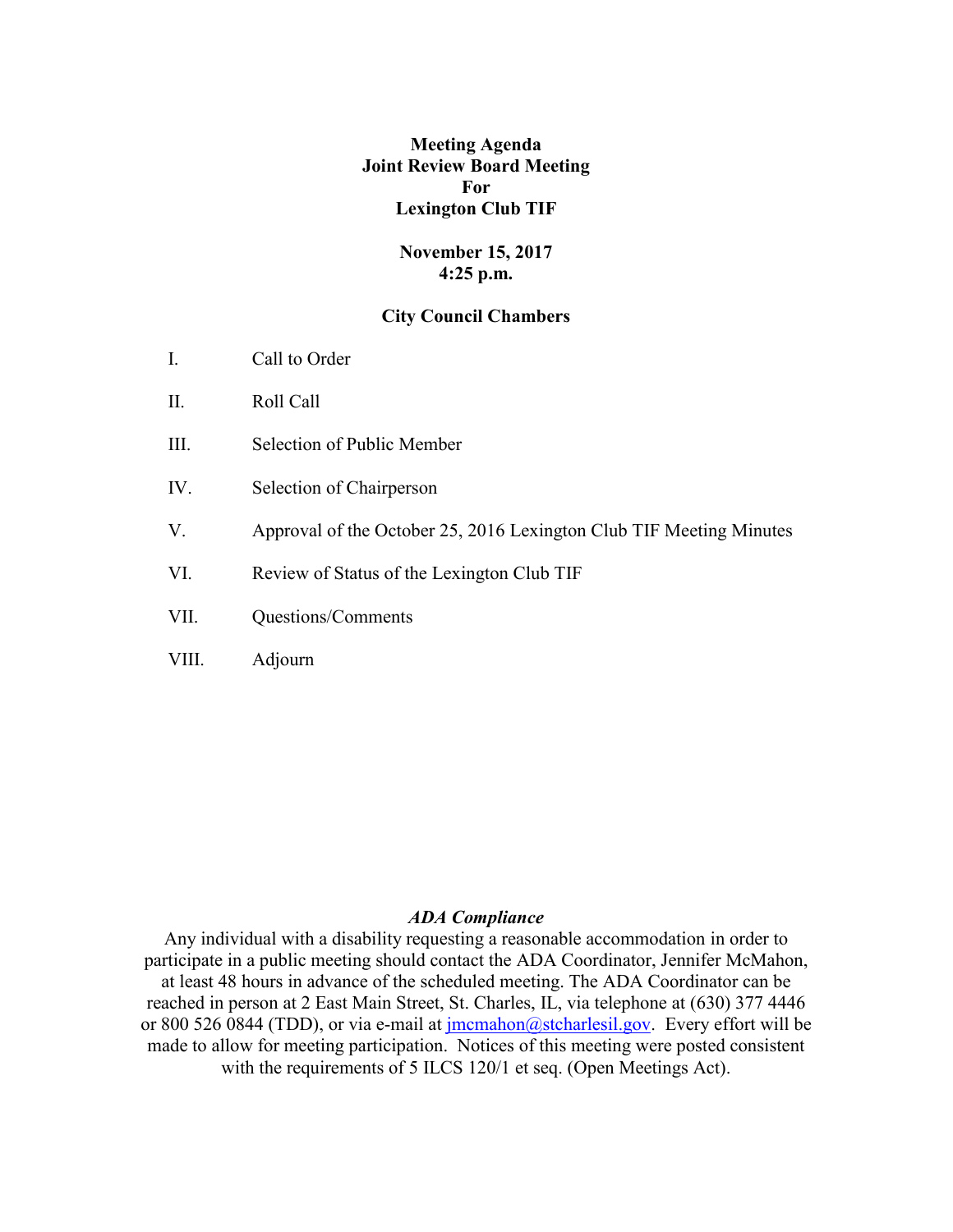# Meeting Agenda
## Joint Review Board Meeting
## For
## Lexington Club TIF

**November 15, 2017**
**4:25 p.m.**

**City Council Chambers**

I. Call to Order

II. Roll Call

III. Selection of Public Member

IV. Selection of Chairperson

V. Approval of the October 25, 2016 Lexington Club TIF Meeting Minutes

VI. Review of Status of the Lexington Club TIF

VII. Questions/Comments

VIII. Adjourn

***ADA Compliance***

Any individual with a disability requesting a reasonable accommodation in order to participate in a public meeting should contact the ADA Coordinator, Jennifer McMahon, at least 48 hours in advance of the scheduled meeting. The ADA Coordinator can be reached in person at 2 East Main Street, St. Charles, IL, via telephone at (630) 377 4446 or 800 526 0844 (TDD), or via e-mail at jmcmahon@stcharlesil.gov. Every effort will be made to allow for meeting participation. Notices of this meeting were posted consistent with the requirements of 5 ILCS 120/1 et seq. (Open Meetings Act).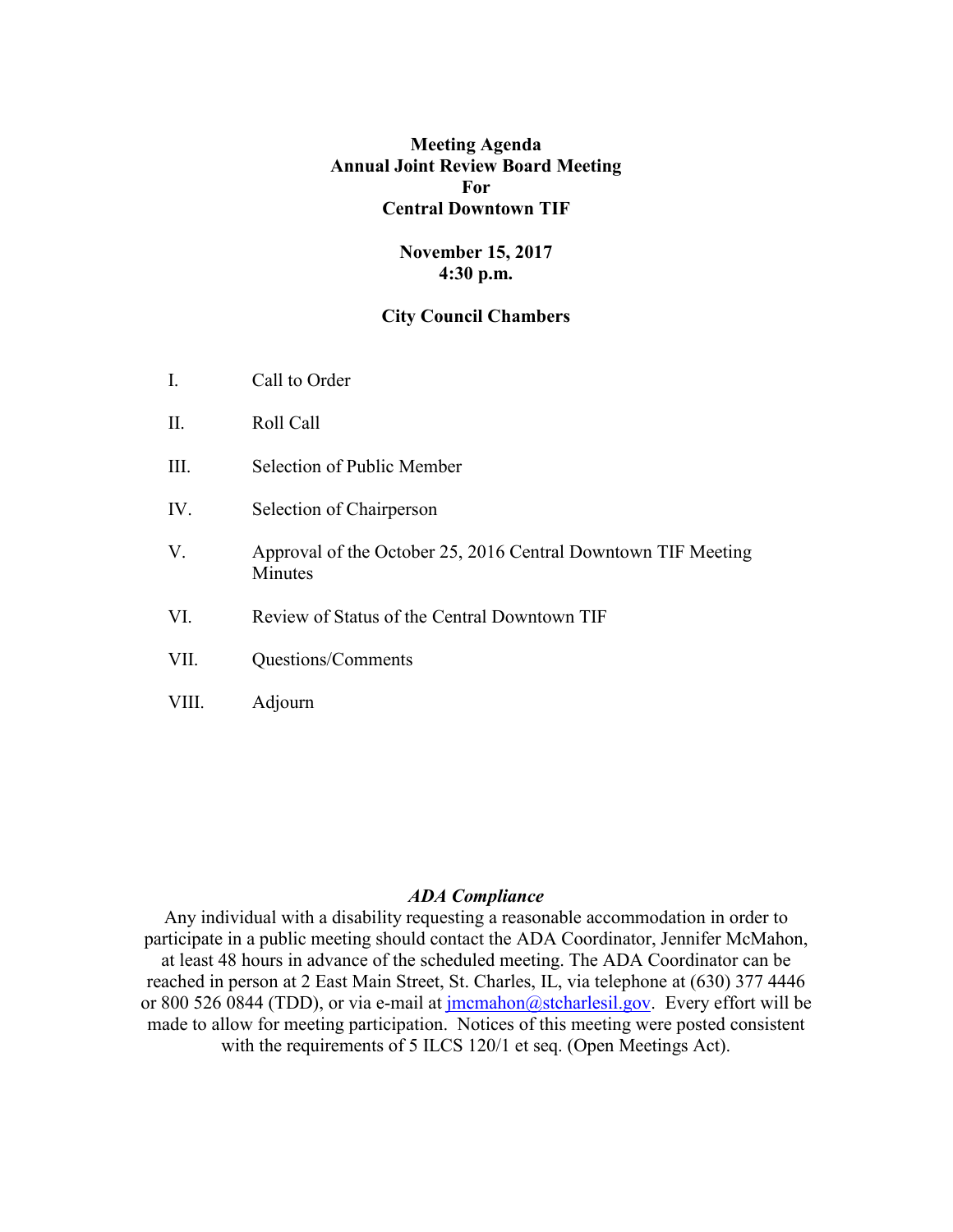**Meeting Agenda**
**Annual Joint Review Board Meeting**
**For**
**Central Downtown TIF**

**November 15, 2017**
**4:30 p.m.**

**City Council Chambers**

I. Call to Order

II. Roll Call

III. Selection of Public Member

IV. Selection of Chairperson

V. Approval of the October 25, 2016 Central Downtown TIF Meeting Minutes

VI. Review of Status of the Central Downtown TIF

VII. Questions/Comments

VIII. Adjourn

***ADA Compliance***

Any individual with a disability requesting a reasonable accommodation in order to participate in a public meeting should contact the ADA Coordinator, Jennifer McMahon, at least 48 hours in advance of the scheduled meeting. The ADA Coordinator can be reached in person at 2 East Main Street, St. Charles, IL, via telephone at (630) 377 4446 or 800 526 0844 (TDD), or via e-mail at jmcmahon@stcharlesil.gov. Every effort will be made to allow for meeting participation. Notices of this meeting were posted consistent with the requirements of 5 ILCS 120/1 et seq. (Open Meetings Act).